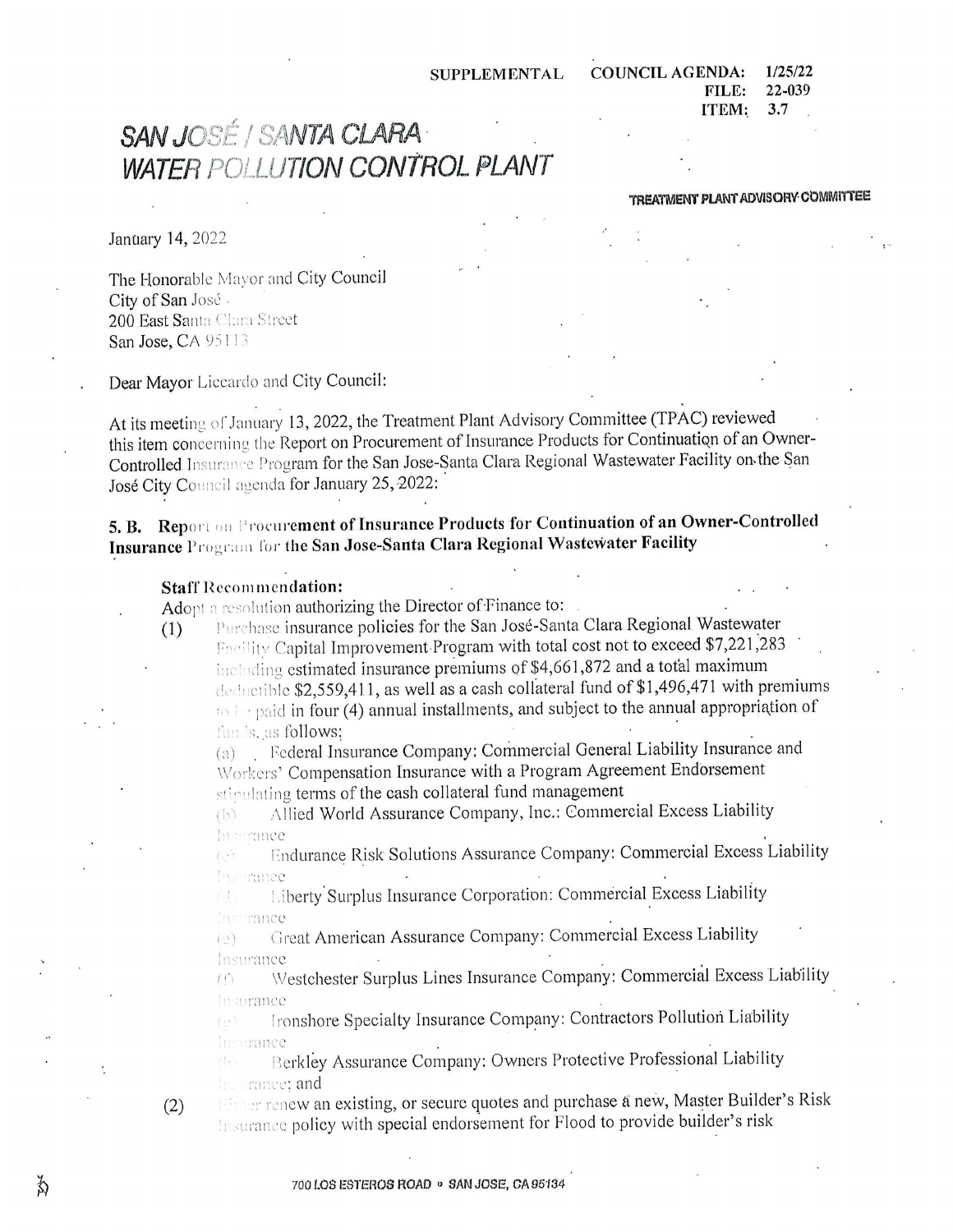SUPPLEMENTAL COUNCIL AGENDA: 1/25/22
FILE: 22-039
ITEM: 3.7

# SAN JOSÉ / SANTA CLARA WATER POLLUTION CONTROL PLANT

TREATMENT PLANT ADVISORY COMMITTEE

January 14, 2022

The Honorable Mayor and City Council
City of San José
200 East Santa Clara Street
San Jose, CA 95113

Dear Mayor Liccardo and City Council:

At its meeting of January 13, 2022, the Treatment Plant Advisory Committee (TPAC) reviewed this item concerning the Report on Procurement of Insurance Products for Continuation of an Owner-Controlled Insurance Program for the San Jose-Santa Clara Regional Wastewater Facility on the San José City Council agenda for January 25, 2022:

**5. B. Report on Procurement of Insurance Products for Continuation of an Owner-Controlled Insurance Program for the San Jose-Santa Clara Regional Wastewater Facility**

**Staff Recommendation:**

Adopt a resolution authorizing the Director of Finance to:

(1) Purchase insurance policies for the San José-Santa Clara Regional Wastewater Facility Capital Improvement Program with total cost not to exceed $7,221,283 including estimated insurance premiums of $4,661,872 and a total maximum deductible $2,559,411, as well as a cash collateral fund of $1,496,471 with premiums to be paid in four (4) annual installments, and subject to the annual appropriation of funds, as follows:

(a) Federal Insurance Company: Commercial General Liability Insurance and Workers' Compensation Insurance with a Program Agreement Endorsement stipulating terms of the cash collateral fund management

(b) Allied World Assurance Company, Inc.: Commercial Excess Liability Insurance

(c) Endurance Risk Solutions Assurance Company: Commercial Excess Liability Insurance

(d) Liberty Surplus Insurance Corporation: Commercial Excess Liability Insurance

(e) Great American Assurance Company: Commercial Excess Liability Insurance

(f) Westchester Surplus Lines Insurance Company: Commercial Excess Liability Insurance

(g) Ironshore Specialty Insurance Company: Contractors Pollution Liability Insurance

(h) Berkley Assurance Company: Owners Protective Professional Liability Insurance; and

(2) Either renew an existing, or secure quotes and purchase a new, Master Builder's Risk Insurance policy with special endorsement for Flood to provide builder's risk

700 LOS ESTEROS ROAD • SAN JOSE, CA 95134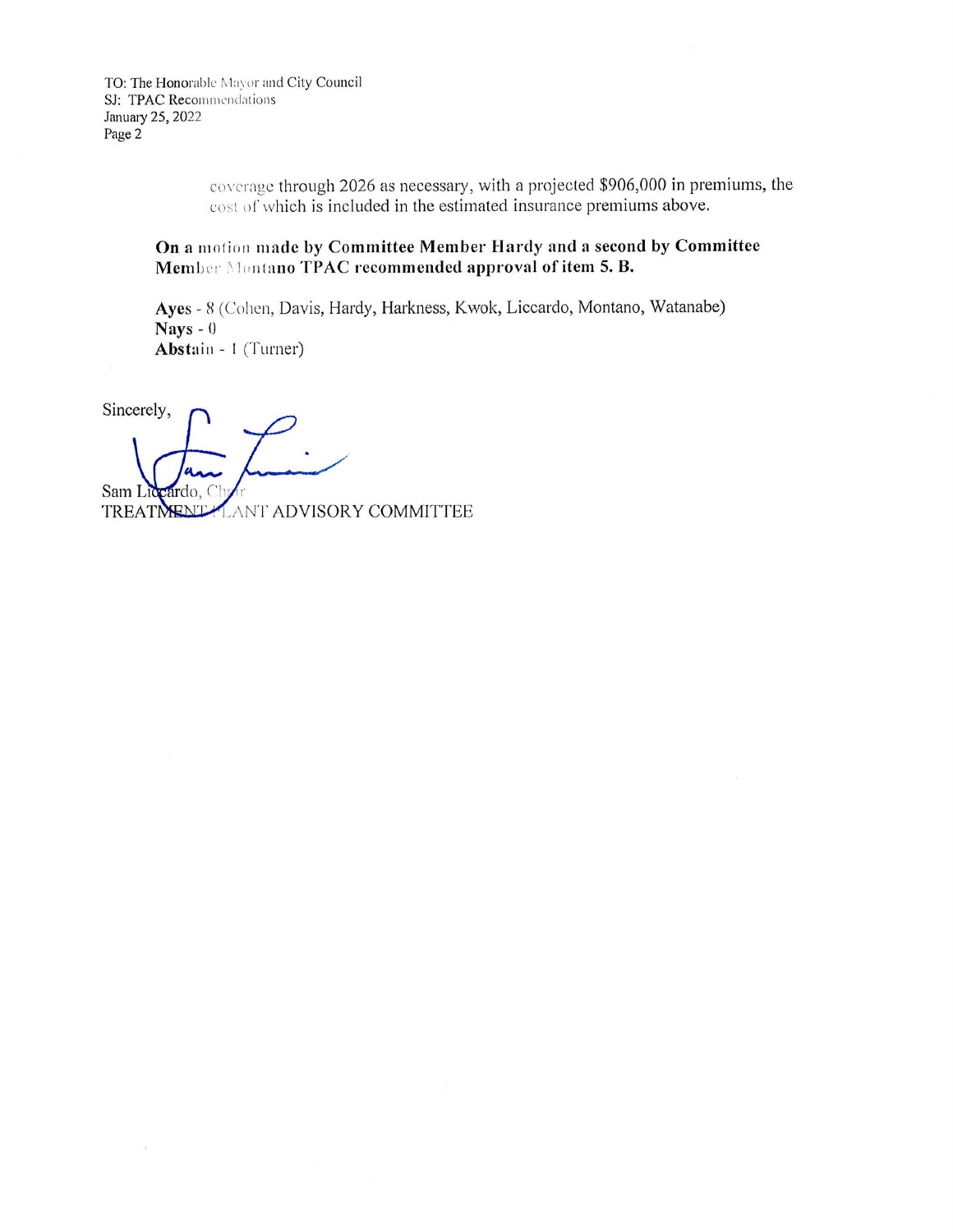TO: The Honorable Mayor and City Council
SJ: TPAC Recommendations
January 25, 2022

coverage through 2026 as necessary, with a projected $906,000 in premiums, the cost of which is included in the estimated insurance premiums above.

**On a motion made by Committee Member Hardy and a second by Committee Member Montano TPAC recommended approval of item 5. B.**

**Ayes** - 8 (Cohen, Davis, Hardy, Harkness, Kwok, Liccardo, Montano, Watanabe)
**Nays** - 0
**Abstain** - 1 (Turner)

Sincerely,

Sam Liccardo, Chair
TREATMENT PLANT ADVISORY COMMITTEE